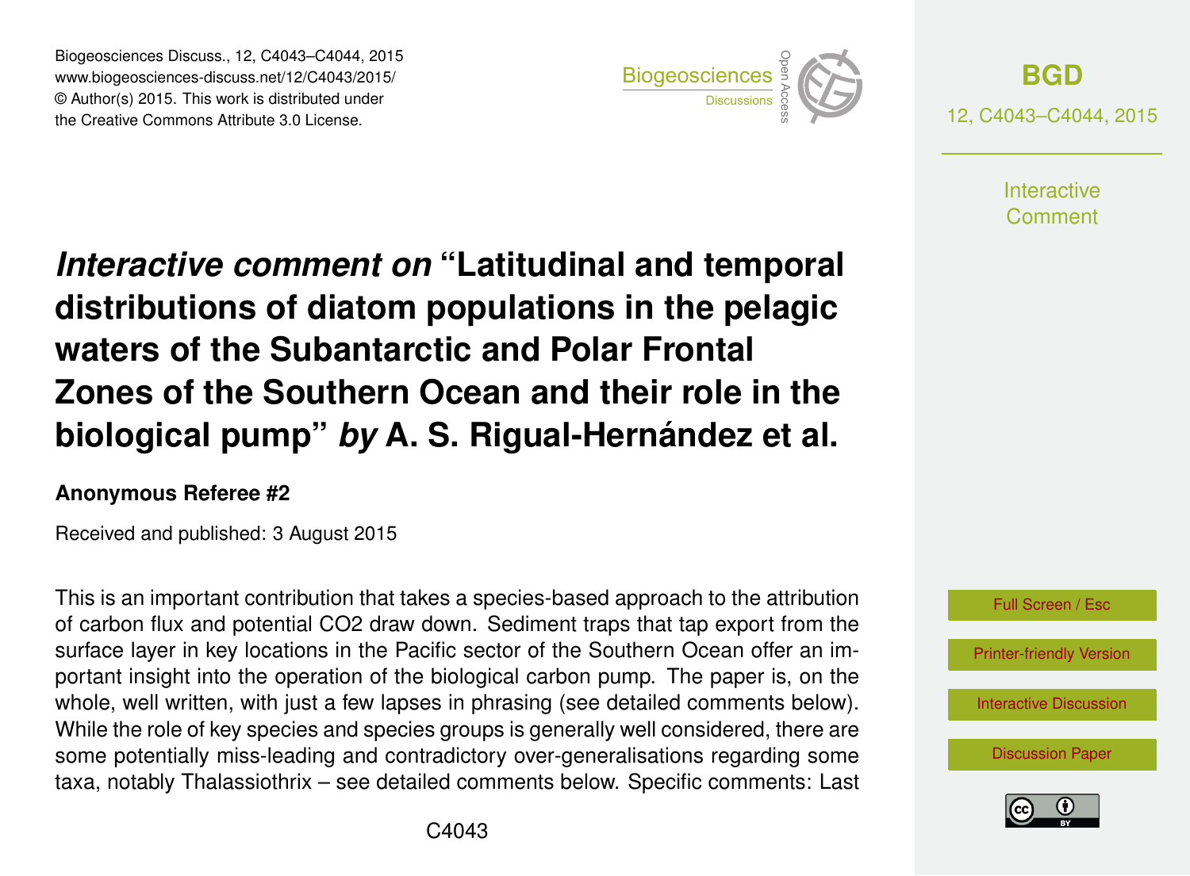Biogeosciences Discuss., 12, C4043–C4044, 2015
www.biogeosciences-discuss.net/12/C4043/2015/
© Author(s) 2015. This work is distributed under the Creative Commons Attribute 3.0 License.

# *Interactive comment on* "Latitudinal and temporal distributions of diatom populations in the pelagic waters of the Subantarctic and Polar Frontal Zones of the Southern Ocean and their role in the biological pump" *by* A. S. Rigual-Hernández et al.

**Anonymous Referee #2**

Received and published: 3 August 2015

This is an important contribution that takes a species-based approach to the attribution of carbon flux and potential CO2 draw down. Sediment traps that tap export from the surface layer in key locations in the Pacific sector of the Southern Ocean offer an important insight into the operation of the biological carbon pump. The paper is, on the whole, well written, with just a few lapses in phrasing (see detailed comments below). While the role of key species and species groups is generally well considered, there are some potentially miss-leading and contradictory over-generalisations regarding some taxa, notably Thalassiothrix – see detailed comments below. Specific comments: Last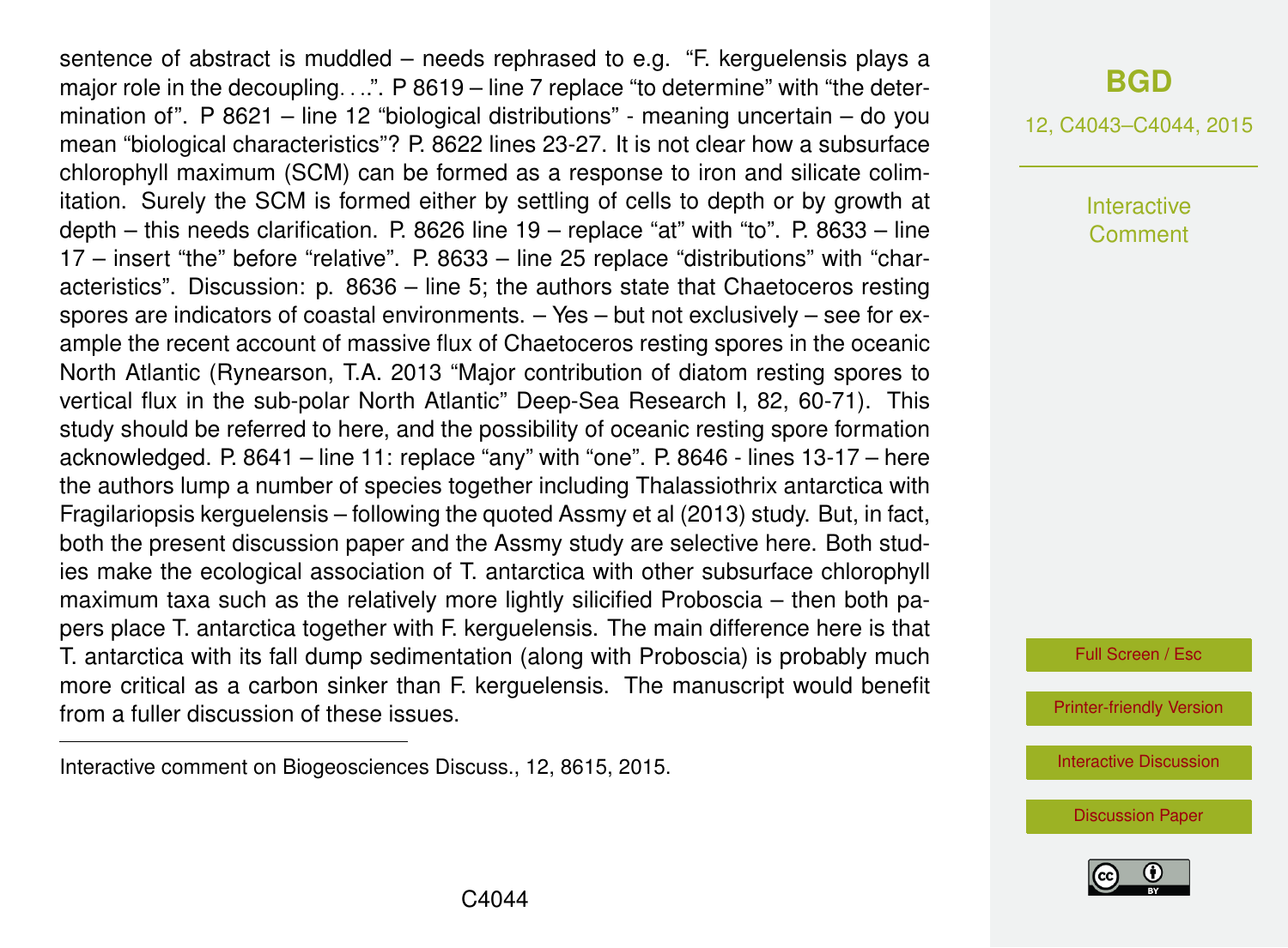sentence of abstract is muddled – needs rephrased to e.g. "F. kerguelensis plays a major role in the decoupling. . .". P 8619 – line 7 replace "to determine" with "the determination of". P 8621 – line 12 "biological distributions" - meaning uncertain – do you mean "biological characteristics"? P. 8622 lines 23-27. It is not clear how a subsurface chlorophyll maximum (SCM) can be formed as a response to iron and silicate colimitation. Surely the SCM is formed either by settling of cells to depth or by growth at depth – this needs clarification. P. 8626 line 19 – replace "at" with "to". P. 8633 – line 17 – insert "the" before "relative". P. 8633 – line 25 replace "distributions" with "characteristics". Discussion: p. 8636 – line 5; the authors state that Chaetoceros resting spores are indicators of coastal environments. – Yes – but not exclusively – see for example the recent account of massive flux of Chaetoceros resting spores in the oceanic North Atlantic (Rynearson, T.A. 2013 "Major contribution of diatom resting spores to vertical flux in the sub-polar North Atlantic" Deep-Sea Research I, 82, 60-71). This study should be referred to here, and the possibility of oceanic resting spore formation acknowledged. P. 8641 – line 11: replace "any" with "one". P. 8646 - lines 13-17 – here the authors lump a number of species together including Thalassiothrix antarctica with Fragilariopsis kerguelensis – following the quoted Assmy et al (2013) study. But, in fact, both the present discussion paper and the Assmy study are selective here. Both studies make the ecological association of T. antarctica with other subsurface chlorophyll maximum taxa such as the relatively more lightly silicified Proboscia – then both papers place T. antarctica together with F. kerguelensis. The main difference here is that T. antarctica with its fall dump sedimentation (along with Proboscia) is probably much more critical as a carbon sinker than F. kerguelensis. The manuscript would benefit from a fuller discussion of these issues.

---

Interactive comment on Biogeosciences Discuss., 12, 8615, 2015.